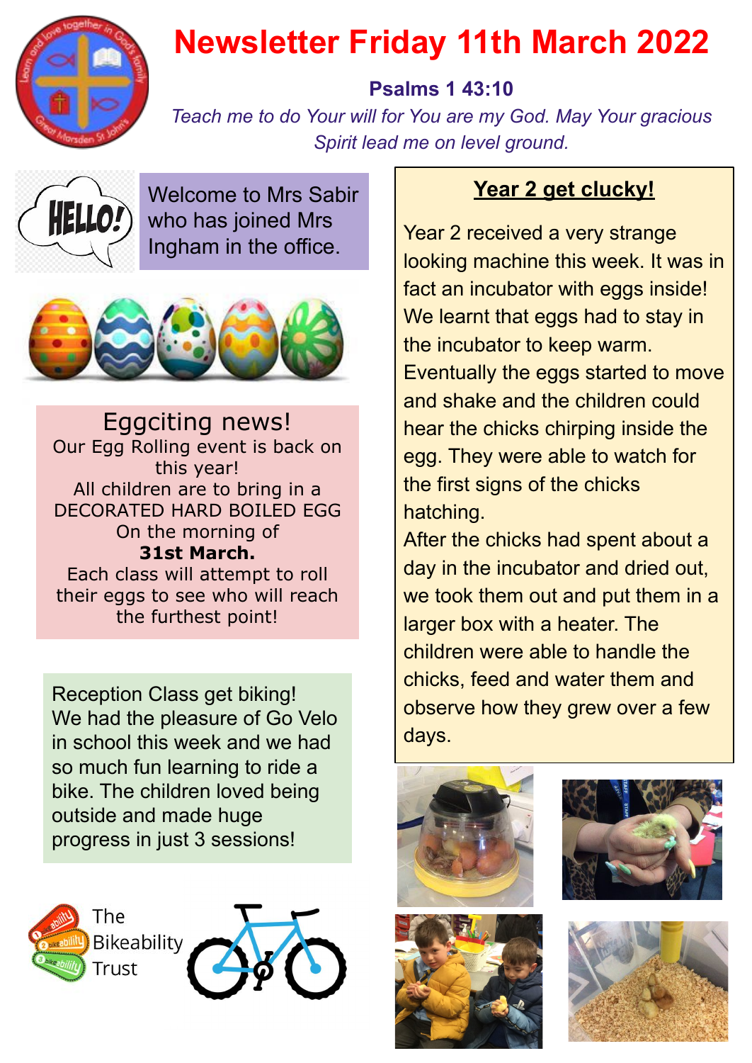# Newsletter Friday 11th March 2022

**Psalms 1 43:10**

*Teach me to do Your will for You are my God. May Your gracious Spirit lead me on level ground.*

Welcome to Mrs Sabir who has joined Mrs Ingham in the office.

## Eggciting news!

Our Egg Rolling event is back on this year!
All children are to bring in a DECORATED HARD BOILED EGG On the morning of **31st March.**
Each class will attempt to roll their eggs to see who will reach the furthest point!

Reception Class get biking!
We had the pleasure of Go Velo in school this week and we had so much fun learning to ride a bike. The children loved being outside and made huge progress in just 3 sessions!

The Bikeability Trust

## Year 2 get clucky!

Year 2 received a very strange looking machine this week. It was in fact an incubator with eggs inside! We learnt that eggs had to stay in the incubator to keep warm. Eventually the eggs started to move and shake and the children could hear the chicks chirping inside the egg. They were able to watch for the first signs of the chicks hatching.

After the chicks had spent about a day in the incubator and dried out, we took them out and put them in a larger box with a heater. The children were able to handle the chicks, feed and water them and observe how they grew over a few days.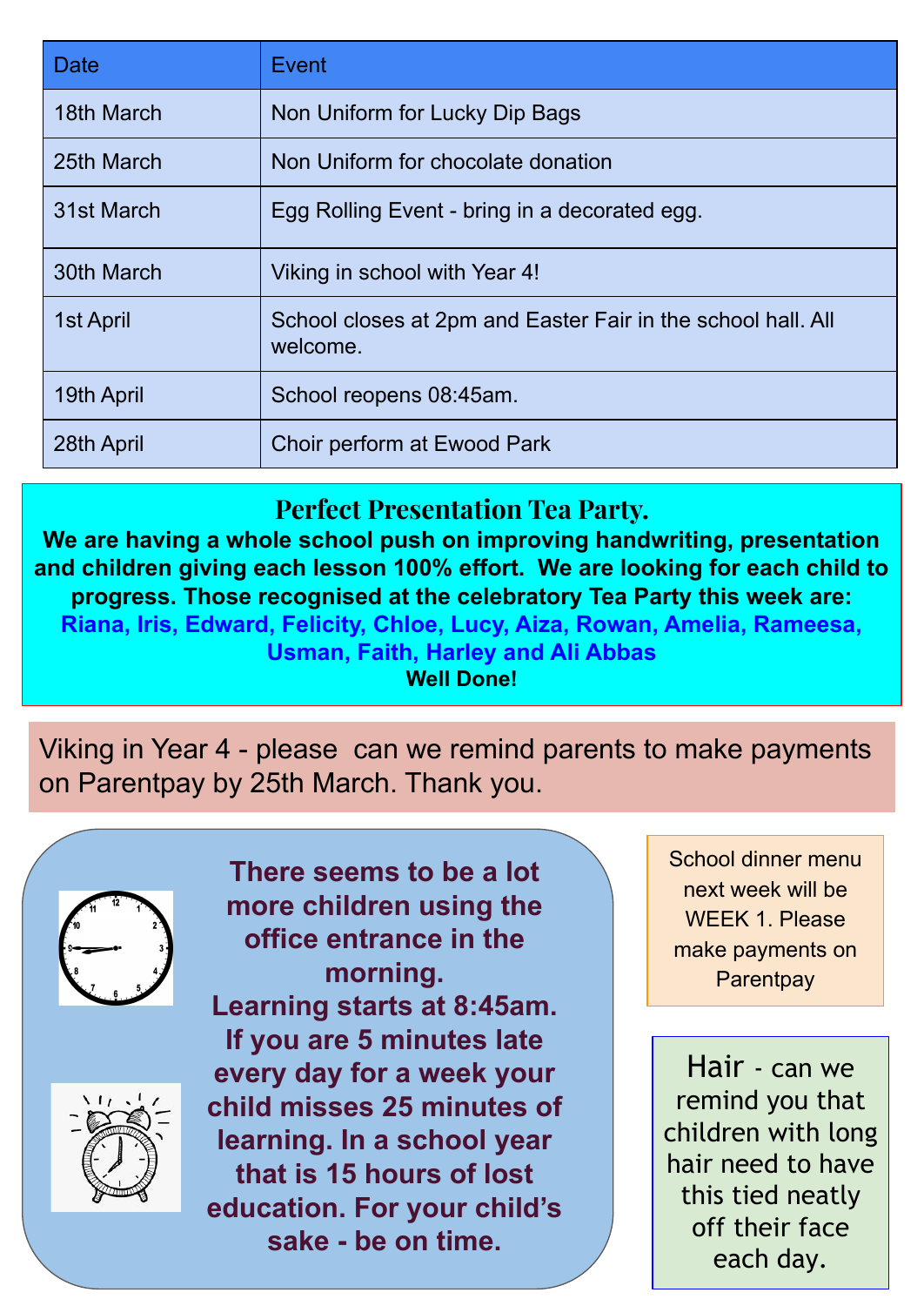| Date | Event |
| --- | --- |
| 18th March | Non Uniform for Lucky Dip Bags |
| 25th March | Non Uniform for chocolate donation |
| 31st March | Egg Rolling Event - bring in a decorated egg. |
| 30th March | Viking in school with Year 4! |
| 1st April | School closes at 2pm and Easter Fair in the school hall. All welcome. |
| 19th April | School reopens 08:45am. |
| 28th April | Choir perform at Ewood Park |

## Perfect Presentation Tea Party.

**We are having a whole school push on improving handwriting, presentation and children giving each lesson 100% effort. We are looking for each child to progress. Those recognised at the celebratory Tea Party this week are:**

**Riana, Iris, Edward, Felicity, Chloe, Lucy, Aiza, Rowan, Amelia, Rameesa, Usman, Faith, Harley and Ali Abbas**

**Well Done!**

Viking in Year 4 - please can we remind parents to make payments on Parentpay by 25th March. Thank you.

**There seems to be a lot more children using the office entrance in the morning. Learning starts at 8:45am. If you are 5 minutes late every day for a week your child misses 25 minutes of learning. In a school year that is 15 hours of lost education. For your child's sake - be on time.**

School dinner menu next week will be WEEK 1. Please make payments on Parentpay

Hair - can we remind you that children with long hair need to have this tied neatly off their face each day.